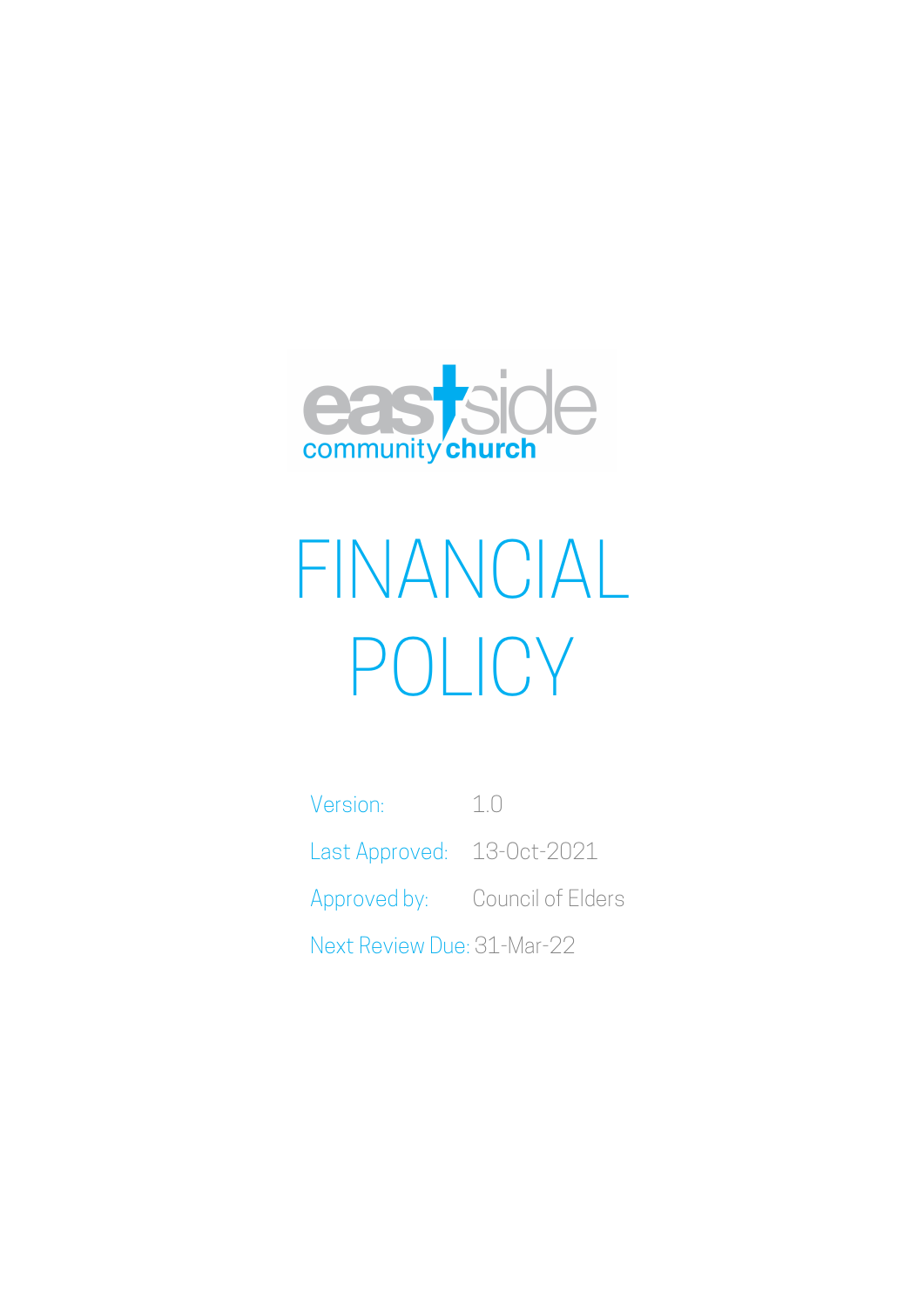eastside community church

# FINANCIAL POLICY

| | |
|---|---|
| Version: | 1.0 |
| Last Approved: | 13-Oct-2021 |
| Approved by: | Council of Elders |
| Next Review Due: | 31-Mar-22 |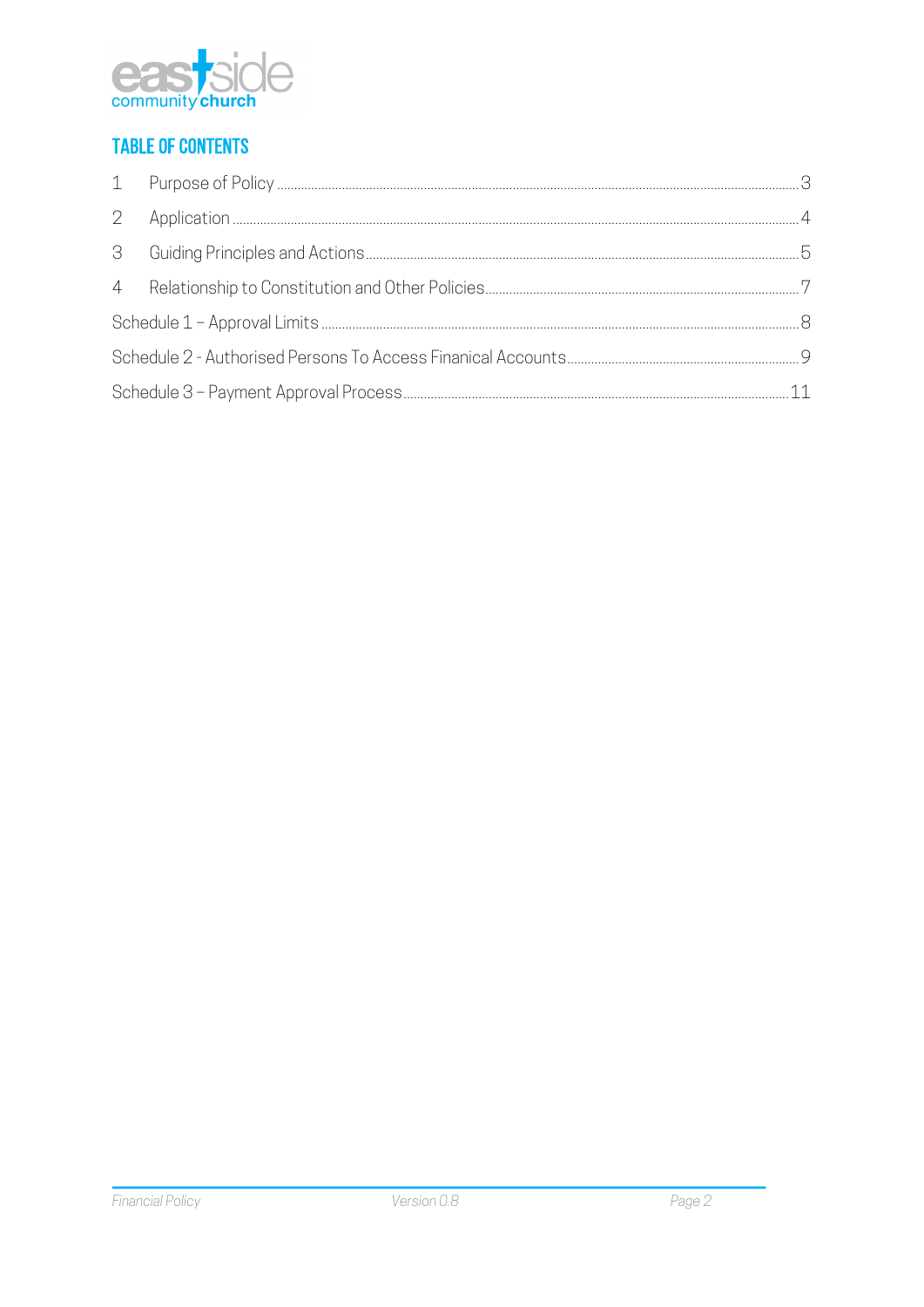## TABLE OF CONTENTS

1 Purpose of Policy ........ 3

2 Application ........ 4

3 Guiding Principles and Actions ........ 5

4 Relationship to Constitution and Other Policies ........ 7

Schedule 1 – Approval Limits ........ 8

Schedule 2 - Authorised Persons To Access Finanical Accounts ........ 9

Schedule 3 – Payment Approval Process ........ 11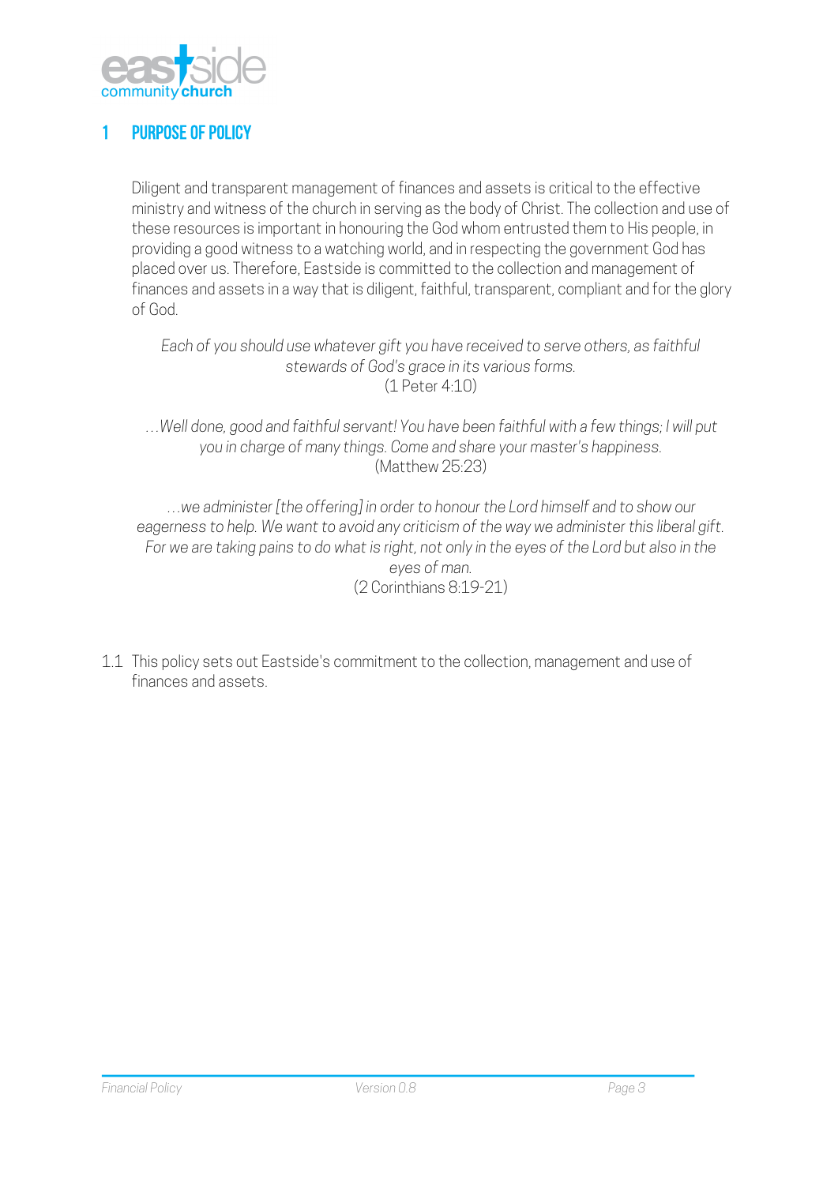# 1 PURPOSE OF POLICY

Diligent and transparent management of finances and assets is critical to the effective ministry and witness of the church in serving as the body of Christ. The collection and use of these resources is important in honouring the God whom entrusted them to His people, in providing a good witness to a watching world, and in respecting the government God has placed over us. Therefore, Eastside is committed to the collection and management of finances and assets in a way that is diligent, faithful, transparent, compliant and for the glory of God.

*Each of you should use whatever gift you have received to serve others, as faithful stewards of God's grace in its various forms.*
(1 Peter 4:10)

*...Well done, good and faithful servant! You have been faithful with a few things; I will put you in charge of many things. Come and share your master's happiness.*
(Matthew 25:23)

*...we administer [the offering] in order to honour the Lord himself and to show our eagerness to help. We want to avoid any criticism of the way we administer this liberal gift. For we are taking pains to do what is right, not only in the eyes of the Lord but also in the eyes of man.*
(2 Corinthians 8:19-21)

1.1 This policy sets out Eastside's commitment to the collection, management and use of finances and assets.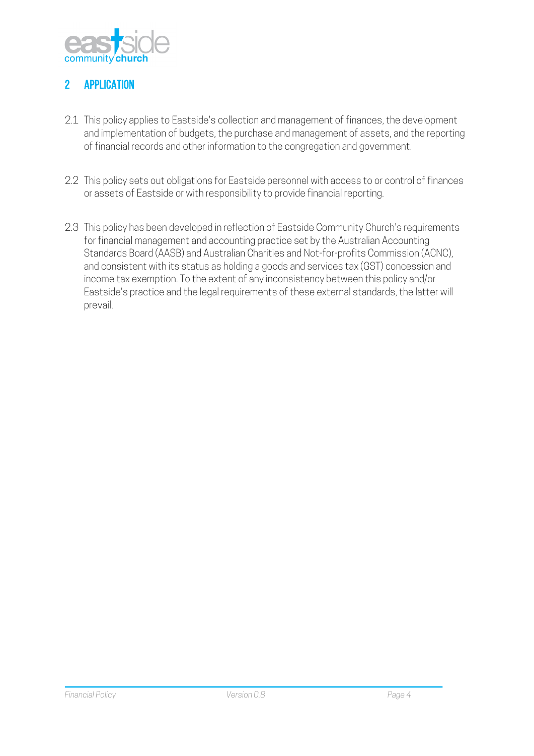## 2 APPLICATION

2.1 This policy applies to Eastside's collection and management of finances, the development and implementation of budgets, the purchase and management of assets, and the reporting of financial records and other information to the congregation and government.

2.2 This policy sets out obligations for Eastside personnel with access to or control of finances or assets of Eastside or with responsibility to provide financial reporting.

2.3 This policy has been developed in reflection of Eastside Community Church's requirements for financial management and accounting practice set by the Australian Accounting Standards Board (AASB) and Australian Charities and Not-for-profits Commission (ACNC), and consistent with its status as holding a goods and services tax (GST) concession and income tax exemption. To the extent of any inconsistency between this policy and/or Eastside's practice and the legal requirements of these external standards, the latter will prevail.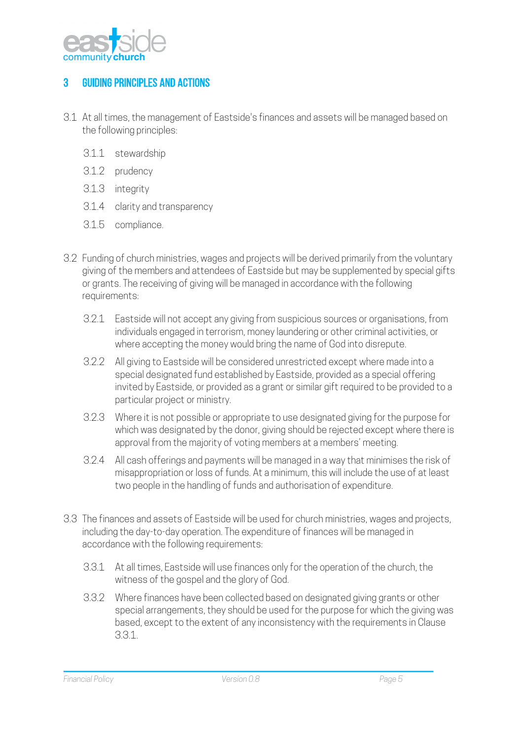## 3 GUIDING PRINCIPLES AND ACTIONS

3.1 At all times, the management of Eastside's finances and assets will be managed based on the following principles:

- 3.1.1 stewardship
- 3.1.2 prudency
- 3.1.3 integrity
- 3.1.4 clarity and transparency
- 3.1.5 compliance.

3.2 Funding of church ministries, wages and projects will be derived primarily from the voluntary giving of the members and attendees of Eastside but may be supplemented by special gifts or grants. The receiving of giving will be managed in accordance with the following requirements:

- 3.2.1 Eastside will not accept any giving from suspicious sources or organisations, from individuals engaged in terrorism, money laundering or other criminal activities, or where accepting the money would bring the name of God into disrepute.
- 3.2.2 All giving to Eastside will be considered unrestricted except where made into a special designated fund established by Eastside, provided as a special offering invited by Eastside, or provided as a grant or similar gift required to be provided to a particular project or ministry.
- 3.2.3 Where it is not possible or appropriate to use designated giving for the purpose for which was designated by the donor, giving should be rejected except where there is approval from the majority of voting members at a members' meeting.
- 3.2.4 All cash offerings and payments will be managed in a way that minimises the risk of misappropriation or loss of funds. At a minimum, this will include the use of at least two people in the handling of funds and authorisation of expenditure.

3.3 The finances and assets of Eastside will be used for church ministries, wages and projects, including the day-to-day operation. The expenditure of finances will be managed in accordance with the following requirements:

- 3.3.1 At all times, Eastside will use finances only for the operation of the church, the witness of the gospel and the glory of God.
- 3.3.2 Where finances have been collected based on designated giving grants or other special arrangements, they should be used for the purpose for which the giving was based, except to the extent of any inconsistency with the requirements in Clause 3.3.1.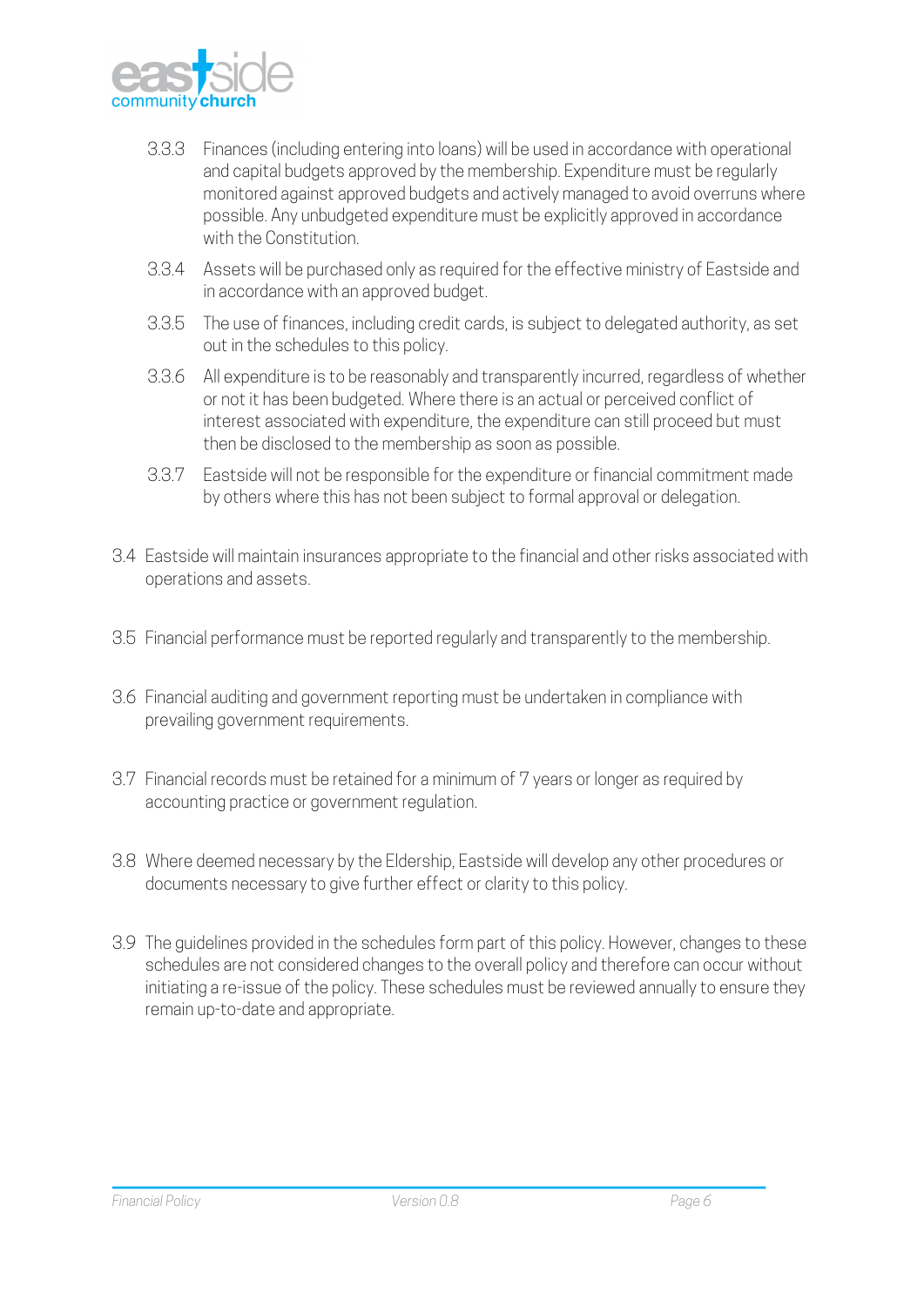3.3.3 Finances (including entering into loans) will be used in accordance with operational and capital budgets approved by the membership. Expenditure must be regularly monitored against approved budgets and actively managed to avoid overruns where possible. Any unbudgeted expenditure must be explicitly approved in accordance with the Constitution.

3.3.4 Assets will be purchased only as required for the effective ministry of Eastside and in accordance with an approved budget.

3.3.5 The use of finances, including credit cards, is subject to delegated authority, as set out in the schedules to this policy.

3.3.6 All expenditure is to be reasonably and transparently incurred, regardless of whether or not it has been budgeted. Where there is an actual or perceived conflict of interest associated with expenditure, the expenditure can still proceed but must then be disclosed to the membership as soon as possible.

3.3.7 Eastside will not be responsible for the expenditure or financial commitment made by others where this has not been subject to formal approval or delegation.

3.4 Eastside will maintain insurances appropriate to the financial and other risks associated with operations and assets.

3.5 Financial performance must be reported regularly and transparently to the membership.

3.6 Financial auditing and government reporting must be undertaken in compliance with prevailing government requirements.

3.7 Financial records must be retained for a minimum of 7 years or longer as required by accounting practice or government regulation.

3.8 Where deemed necessary by the Eldership, Eastside will develop any other procedures or documents necessary to give further effect or clarity to this policy.

3.9 The guidelines provided in the schedules form part of this policy. However, changes to these schedules are not considered changes to the overall policy and therefore can occur without initiating a re-issue of the policy. These schedules must be reviewed annually to ensure they remain up-to-date and appropriate.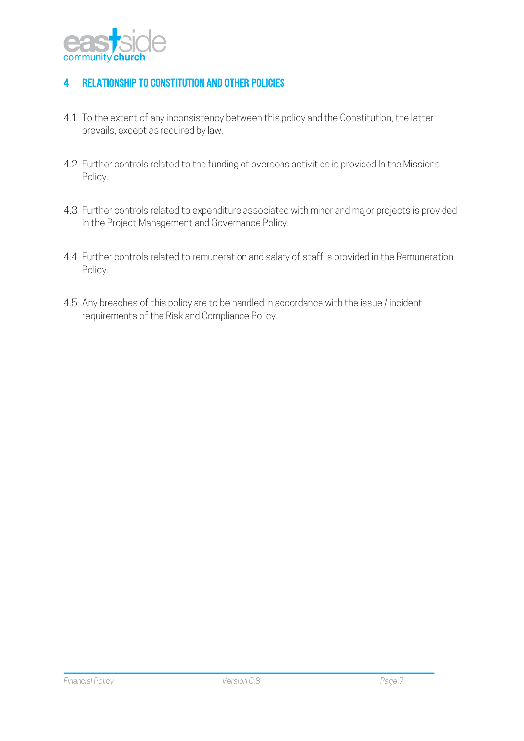## 4 RELATIONSHIP TO CONSTITUTION AND OTHER POLICIES

4.1 To the extent of any inconsistency between this policy and the Constitution, the latter prevails, except as required by law.

4.2 Further controls related to the funding of overseas activities is provided In the Missions Policy.

4.3 Further controls related to expenditure associated with minor and major projects is provided in the Project Management and Governance Policy.

4.4 Further controls related to remuneration and salary of staff is provided in the Remuneration Policy.

4.5 Any breaches of this policy are to be handled in accordance with the issue / incident requirements of the Risk and Compliance Policy.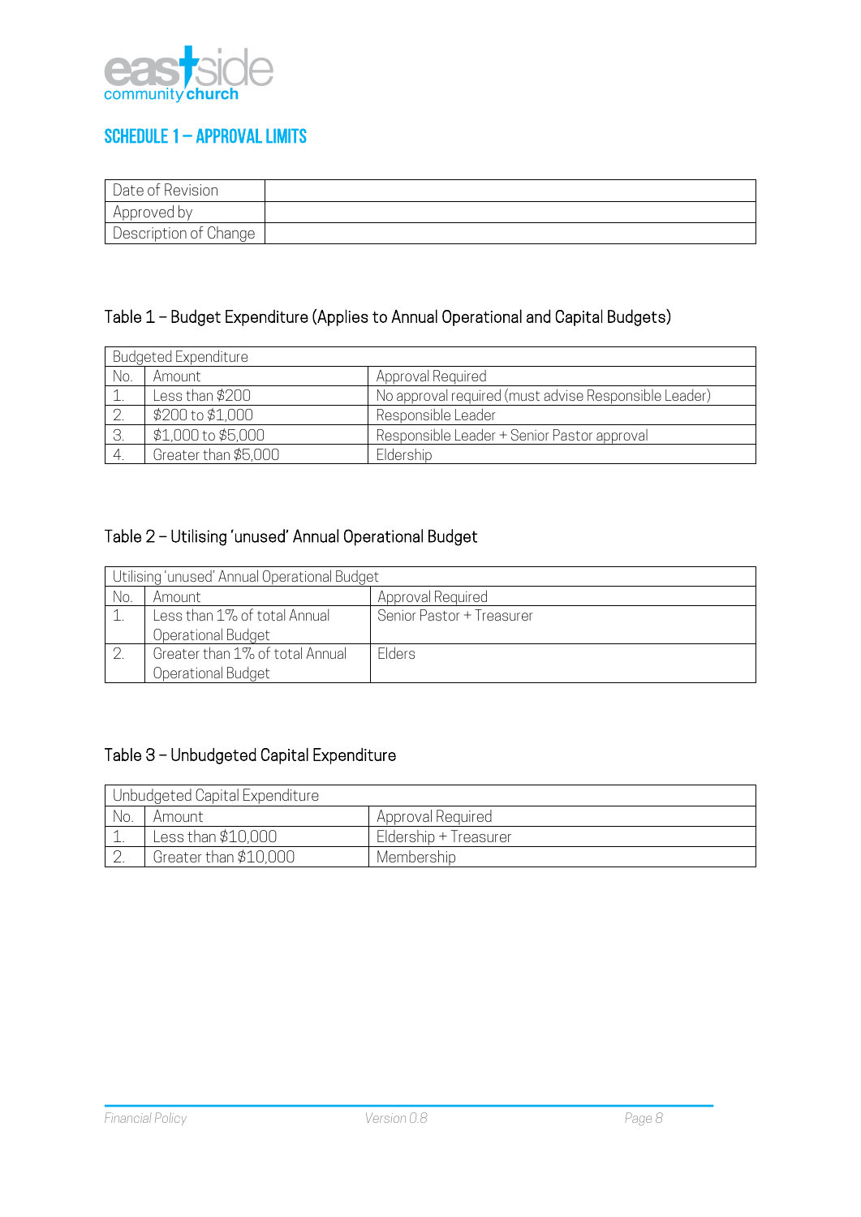## SCHEDULE 1 – APPROVAL LIMITS

| Date of Revision | |
|---|---|
| Approved by | |
| Description of Change | |

### Table 1 – Budget Expenditure (Applies to Annual Operational and Capital Budgets)

| Budgeted Expenditure | | |
|---|---|---|
| No. | Amount | Approval Required |
| 1. | Less than $200 | No approval required (must advise Responsible Leader) |
| 2. | $200 to $1,000 | Responsible Leader |
| 3. | $1,000 to $5,000 | Responsible Leader + Senior Pastor approval |
| 4. | Greater than $5,000 | Eldership |

### Table 2 – Utilising 'unused' Annual Operational Budget

| Utilising 'unused' Annual Operational Budget | | |
|---|---|---|
| No. | Amount | Approval Required |
| 1. | Less than 1% of total Annual Operational Budget | Senior Pastor + Treasurer |
| 2. | Greater than 1% of total Annual Operational Budget | Elders |

### Table 3 – Unbudgeted Capital Expenditure

| Unbudgeted Capital Expenditure | | |
|---|---|---|
| No. | Amount | Approval Required |
| 1. | Less than $10,000 | Eldership + Treasurer |
| 2. | Greater than $10,000 | Membership |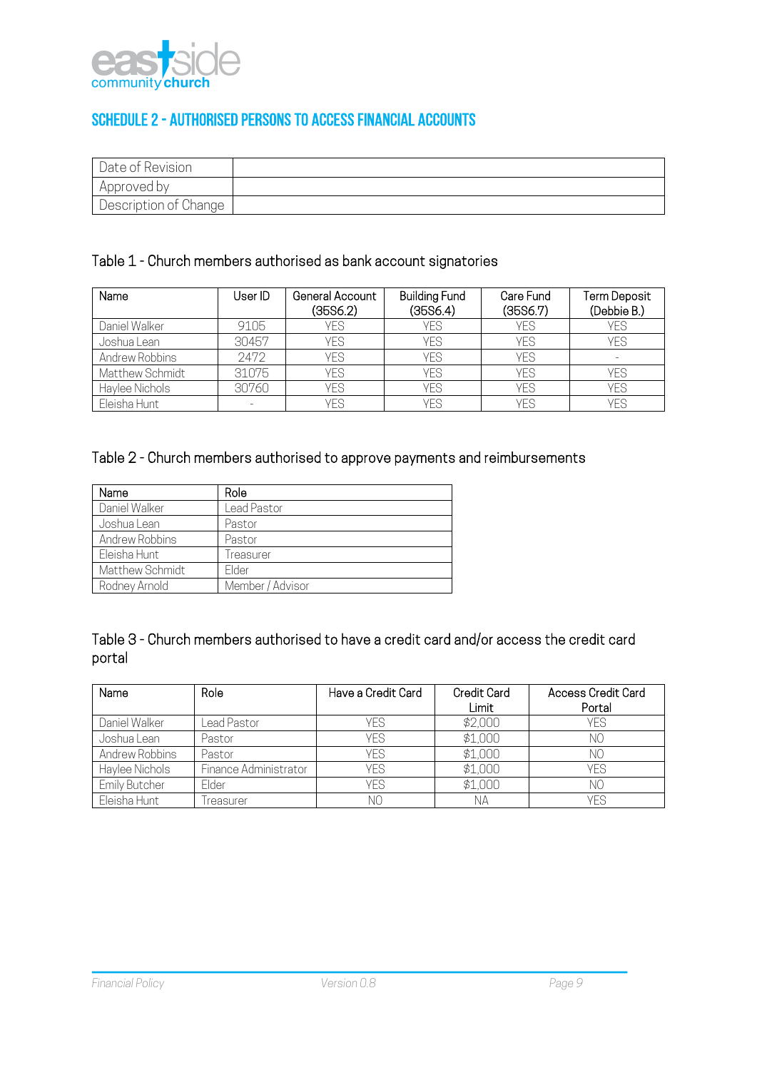## SCHEDULE 2 - AUTHORISED PERSONS TO ACCESS FINANCIAL ACCOUNTS

| Date of Revision | |
|---|---|
| Approved by | |
| Description of Change | |

Table 1 - Church members authorised as bank account signatories

| Name | User ID | General Account (35S6.2) | Building Fund (35S6.4) | Care Fund (35S6.7) | Term Deposit (Debbie B.) |
|---|---|---|---|---|---|
| Daniel Walker | 9105 | YES | YES | YES | YES |
| Joshua Lean | 30457 | YES | YES | YES | YES |
| Andrew Robbins | 2472 | YES | YES | YES | - |
| Matthew Schmidt | 31075 | YES | YES | YES | YES |
| Haylee Nichols | 30760 | YES | YES | YES | YES |
| Eleisha Hunt | - | YES | YES | YES | YES |

Table 2 - Church members authorised to approve payments and reimbursements

| Name | Role |
|---|---|
| Daniel Walker | Lead Pastor |
| Joshua Lean | Pastor |
| Andrew Robbins | Pastor |
| Eleisha Hunt | Treasurer |
| Matthew Schmidt | Elder |
| Rodney Arnold | Member / Advisor |

Table 3 - Church members authorised to have a credit card and/or access the credit card portal

| Name | Role | Have a Credit Card | Credit Card Limit | Access Credit Card Portal |
|---|---|---|---|---|
| Daniel Walker | Lead Pastor | YES | $2,000 | YES |
| Joshua Lean | Pastor | YES | $1,000 | NO |
| Andrew Robbins | Pastor | YES | $1,000 | NO |
| Haylee Nichols | Finance Administrator | YES | $1,000 | YES |
| Emily Butcher | Elder | YES | $1,000 | NO |
| Eleisha Hunt | Treasurer | NO | NA | YES |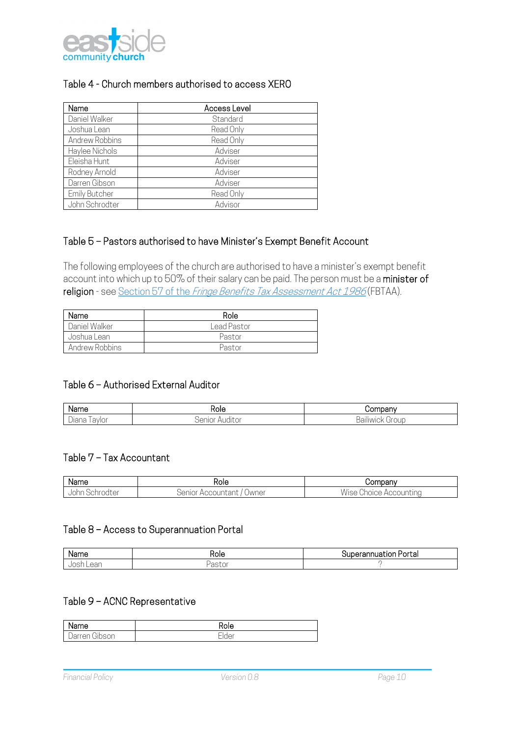## Table 4 - Church members authorised to access XERO

| Name | Access Level |
|---|---|
| Daniel Walker | Standard |
| Joshua Lean | Read Only |
| Andrew Robbins | Read Only |
| Haylee Nichols | Adviser |
| Eleisha Hunt | Adviser |
| Rodney Arnold | Adviser |
| Darren Gibson | Adviser |
| Emily Butcher | Read Only |
| John Schrodter | Advisor |

## Table 5 – Pastors authorised to have Minister's Exempt Benefit Account

The following employees of the church are authorised to have a minister's exempt benefit account into which up to 50% of their salary can be paid. The person must be a **minister of religion** - see [Section 57 of the *Fringe Benefits Tax Assessment Act 1986*]() (FBTAA).

| Name | Role |
|---|---|
| Daniel Walker | Lead Pastor |
| Joshua Lean | Pastor |
| Andrew Robbins | Pastor |

## Table 6 – Authorised External Auditor

| Name | Role | Company |
|---|---|---|
| Diana Taylor | Senior Auditor | Bailiwick Group |

## Table 7 – Tax Accountant

| Name | Role | Company |
|---|---|---|
| John Schrodter | Senior Accountant / Owner | Wise Choice Accounting |

## Table 8 – Access to Superannuation Portal

| Name | Role | Superannuation Portal |
|---|---|---|
| Josh Lean | Pastor | ? |

## Table 9 – ACNC Representative

| Name | Role |
|---|---|
| Darren Gibson | Elder |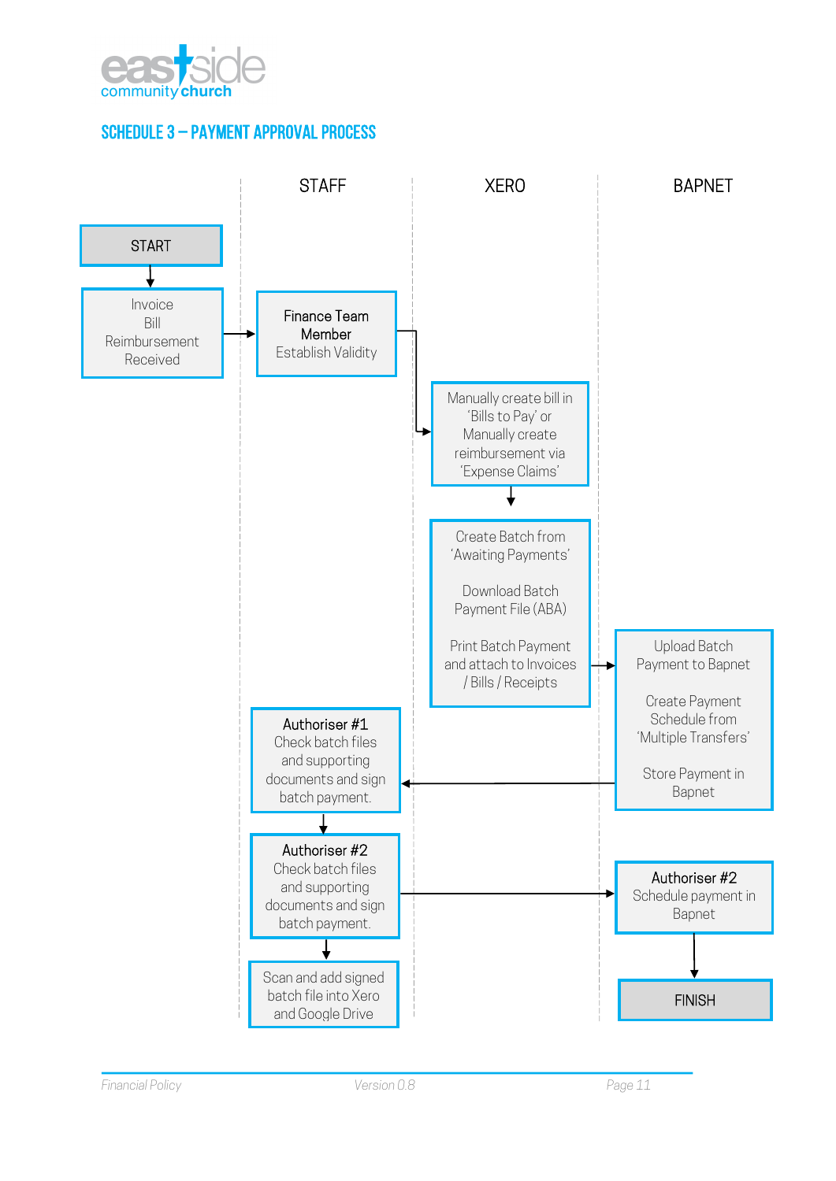## SCHEDULE 3 – PAYMENT APPROVAL PROCESS

STAFF

XERO

BAPNET

START

Invoice
Bill
Reimbursement
Received

**Finance Team Member**
Establish Validity

Manually create bill in 'Bills to Pay' or Manually create reimbursement via 'Expense Claims'

Create Batch from 'Awaiting Payments'

Download Batch Payment File (ABA)

Print Batch Payment and attach to Invoices / Bills / Receipts

Upload Batch Payment to Bapnet

Create Payment Schedule from 'Multiple Transfers'

Store Payment in Bapnet

**Authoriser #1**
Check batch files and supporting documents and sign batch payment.

**Authoriser #2**
Check batch files and supporting documents and sign batch payment.

**Authoriser #2**
Schedule payment in Bapnet

Scan and add signed batch file into Xero and Google Drive

FINISH